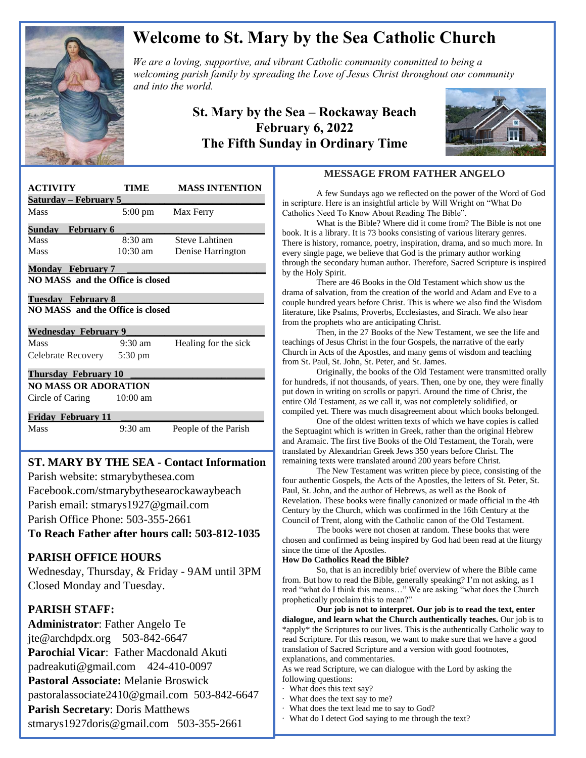# Welcome to St. Mary by the Sea Catholic Church

*We are a loving, supportive, and vibrant Catholic community committed to being a welcoming parish family by spreading the Love of Jesus Christ throughout our community and into the world.*

## St. Mary by the Sea – Rockaway Beach
## February 6, 2022
## The Fifth Sunday in Ordinary Time

| ACTIVITY | TIME | MASS INTENTION |
|---|---|---|
| **Saturday – February 5** | | |
| Mass | 5:00 pm | Max Ferry |
| **Sunday February 6** | | |
| Mass | 8:30 am | Steve Lahtinen |
| Mass | 10:30 am | Denise Harrington |
| **Monday February 7** | | |
| **NO MASS and the Office is closed** | | |
| **Tuesday February 8** | | |
| **NO MASS and the Office is closed** | | |
| **Wednesday February 9** | | |
| Mass | 9:30 am | Healing for the sick |
| Celebrate Recovery | 5:30 pm | |
| **Thursday February 10** | | |
| **NO MASS OR ADORATION** | | |
| Circle of Caring | 10:00 am | |
| **Friday February 11** | | |
| Mass | 9:30 am | People of the Parish |

## ST. MARY BY THE SEA - Contact Information

Parish website: stmarybythesea.com
Facebook.com/stmarybythesearockawaybeach
Parish email: stmarys1927@gmail.com
Parish Office Phone: 503-355-2661
**To Reach Father after hours call: 503-812-1035**

## PARISH OFFICE HOURS

Wednesday, Thursday, & Friday - 9AM until 3PM
Closed Monday and Tuesday.

## PARISH STAFF:

**Administrator**: Father Angelo Te
jte@archdpdx.org 503-842-6647
**Parochial Vicar**: Father Macdonald Akuti
padreakuti@gmail.com 424-410-0097
**Pastoral Associate:** Melanie Broswick
pastoralassociate2410@gmail.com 503-842-6647
**Parish Secretary**: Doris Matthews
stmarys1927doris@gmail.com 503-355-2661

## MESSAGE FROM FATHER ANGELO

A few Sundays ago we reflected on the power of the Word of God in scripture. Here is an insightful article by Will Wright on "What Do Catholics Need To Know About Reading The Bible".

What is the Bible? Where did it come from? The Bible is not one book. It is a library. It is 73 books consisting of various literary genres. There is history, romance, poetry, inspiration, drama, and so much more. In every single page, we believe that God is the primary author working through the secondary human author. Therefore, Sacred Scripture is inspired by the Holy Spirit.

There are 46 Books in the Old Testament which show us the drama of salvation, from the creation of the world and Adam and Eve to a couple hundred years before Christ. This is where we also find the Wisdom literature, like Psalms, Proverbs, Ecclesiastes, and Sirach. We also hear from the prophets who are anticipating Christ.

Then, in the 27 Books of the New Testament, we see the life and teachings of Jesus Christ in the four Gospels, the narrative of the early Church in Acts of the Apostles, and many gems of wisdom and teaching from St. Paul, St. John, St. Peter, and St. James.

Originally, the books of the Old Testament were transmitted orally for hundreds, if not thousands, of years. Then, one by one, they were finally put down in writing on scrolls or papyri. Around the time of Christ, the entire Old Testament, as we call it, was not completely solidified, or compiled yet. There was much disagreement about which books belonged.

One of the oldest written texts of which we have copies is called the Septuagint which is written in Greek, rather than the original Hebrew and Aramaic. The first five Books of the Old Testament, the Torah, were translated by Alexandrian Greek Jews 350 years before Christ. The remaining texts were translated around 200 years before Christ.

The New Testament was written piece by piece, consisting of the four authentic Gospels, the Acts of the Apostles, the letters of St. Peter, St. Paul, St. John, and the author of Hebrews, as well as the Book of Revelation. These books were finally canonized or made official in the 4th Century by the Church, which was confirmed in the 16th Century at the Council of Trent, along with the Catholic canon of the Old Testament.

The books were not chosen at random. These books that were chosen and confirmed as being inspired by God had been read at the liturgy since the time of the Apostles.

**How Do Catholics Read the Bible?**

So, that is an incredibly brief overview of where the Bible came from. But how to read the Bible, generally speaking? I'm not asking, as I read "what do I think this means…" We are asking "what does the Church prophetically proclaim this to mean?"

**Our job is not to interpret. Our job is to read the text, enter dialogue, and learn what the Church authentically teaches.** Our job is to *apply* the Scriptures to our lives. This is the authentically Catholic way to read Scripture. For this reason, we want to make sure that we have a good translation of Sacred Scripture and a version with good footnotes, explanations, and commentaries.

As we read Scripture, we can dialogue with the Lord by asking the following questions:

- What does this text say?
- What does the text say to me?
- What does the text lead me to say to God?
- What do I detect God saying to me through the text?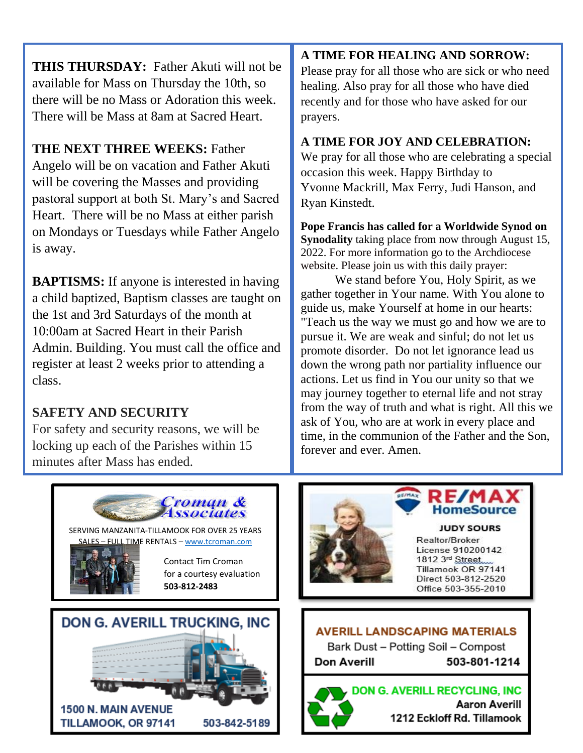**THIS THURSDAY:** Father Akuti will not be available for Mass on Thursday the 10th, so there will be no Mass or Adoration this week. There will be Mass at 8am at Sacred Heart.

**THE NEXT THREE WEEKS:** Father Angelo will be on vacation and Father Akuti will be covering the Masses and providing pastoral support at both St. Mary's and Sacred Heart. There will be no Mass at either parish on Mondays or Tuesdays while Father Angelo is away.

**BAPTISMS:** If anyone is interested in having a child baptized, Baptism classes are taught on the 1st and 3rd Saturdays of the month at 10:00am at Sacred Heart in their Parish Admin. Building. You must call the office and register at least 2 weeks prior to attending a class.

**SAFETY AND SECURITY**

For safety and security reasons, we will be locking up each of the Parishes within 15 minutes after Mass has ended.

**A TIME FOR HEALING AND SORROW:** Please pray for all those who are sick or who need healing. Also pray for all those who have died recently and for those who have asked for our prayers.

**A TIME FOR JOY AND CELEBRATION:** We pray for all those who are celebrating a special occasion this week. Happy Birthday to Yvonne Mackrill, Max Ferry, Judi Hanson, and Ryan Kinstedt.

**Pope Francis has called for a Worldwide Synod on Synodality** taking place from now through August 15, 2022. For more information go to the Archdiocese website. Please join us with this daily prayer:

We stand before You, Holy Spirit, as we gather together in Your name. With You alone to guide us, make Yourself at home in our hearts: "Teach us the way we must go and how we are to pursue it. We are weak and sinful; do not let us promote disorder. Do not let ignorance lead us down the wrong path nor partiality influence our actions. Let us find in You our unity so that we may journey together to eternal life and not stray from the way of truth and what is right. All this we ask of You, who are at work in every place and time, in the communion of the Father and the Son, forever and ever. Amen.

Croman & Associates

SERVING MANZANITA-TILLAMOOK FOR OVER 25 YEARS

SALES – FULL TIME RENTALS – www.tcroman.com

Contact Tim Croman for a courtesy evaluation

**503-812-2483**

RE/MAX HomeSource

**JUDY SOURS**

Realtor/Broker
License 910200142
1812 3rd Street
Tillamook OR 97141
Direct 503-812-2520
Office 503-355-2010

**DON G. AVERILL TRUCKING, INC**

**1500 N. MAIN AVENUE**
**TILLAMOOK, OR 97141** **503-842-5189**

**AVERILL LANDSCAPING MATERIALS**

Bark Dust – Potting Soil – Compost

**Don Averill** **503-801-1214**

**DON G. AVERILL RECYCLING, INC**

**Aaron Averill**

**1212 Eckloff Rd. Tillamook**